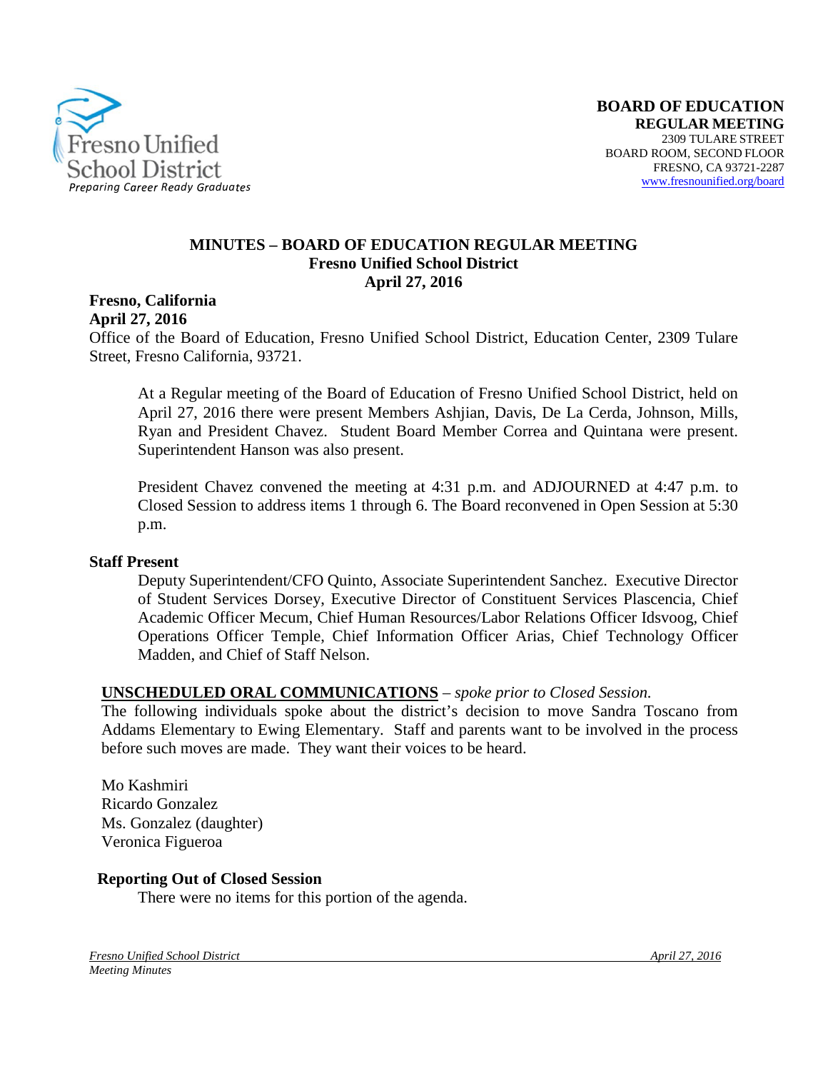**BOARD OF EDUCATION**
**REGULAR MEETING**
2309 TULARE STREET
BOARD ROOM, SECOND FLOOR
FRESNO, CA 93721-2287
www.fresnounified.org/board

# MINUTES – BOARD OF EDUCATION REGULAR MEETING
## Fresno Unified School District
## April 27, 2016

**Fresno, California**
**April 27, 2016**
Office of the Board of Education, Fresno Unified School District, Education Center, 2309 Tulare Street, Fresno California, 93721.

At a Regular meeting of the Board of Education of Fresno Unified School District, held on April 27, 2016 there were present Members Ashjian, Davis, De La Cerda, Johnson, Mills, Ryan and President Chavez. Student Board Member Correa and Quintana were present. Superintendent Hanson was also present.

President Chavez convened the meeting at 4:31 p.m. and ADJOURNED at 4:47 p.m. to Closed Session to address items 1 through 6. The Board reconvened in Open Session at 5:30 p.m.

**Staff Present**

Deputy Superintendent/CFO Quinto, Associate Superintendent Sanchez. Executive Director of Student Services Dorsey, Executive Director of Constituent Services Plascencia, Chief Academic Officer Mecum, Chief Human Resources/Labor Relations Officer Idsvoog, Chief Operations Officer Temple, Chief Information Officer Arias, Chief Technology Officer Madden, and Chief of Staff Nelson.

**UNSCHEDULED ORAL COMMUNICATIONS** – *spoke prior to Closed Session.*
The following individuals spoke about the district's decision to move Sandra Toscano from Addams Elementary to Ewing Elementary. Staff and parents want to be involved in the process before such moves are made. They want their voices to be heard.

Mo Kashmiri
Ricardo Gonzalez
Ms. Gonzalez (daughter)
Veronica Figueroa

**Reporting Out of Closed Session**

There were no items for this portion of the agenda.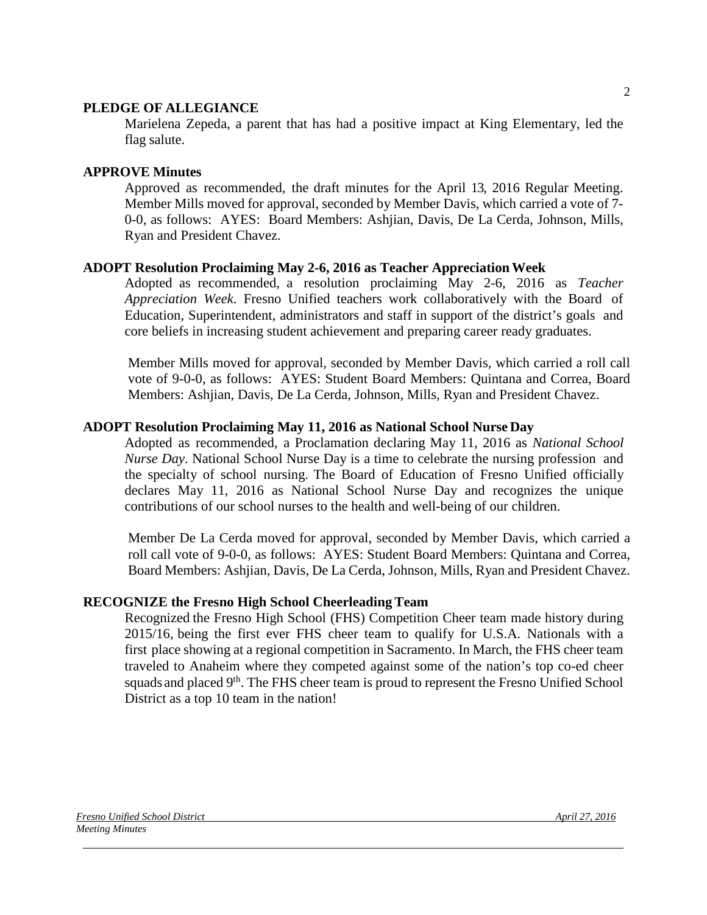**PLEDGE OF ALLEGIANCE**

Marielena Zepeda, a parent that has had a positive impact at King Elementary, led the flag salute.

**APPROVE Minutes**

Approved as recommended, the draft minutes for the April 13, 2016 Regular Meeting. Member Mills moved for approval, seconded by Member Davis, which carried a vote of 7-0-0, as follows: AYES: Board Members: Ashjian, Davis, De La Cerda, Johnson, Mills, Ryan and President Chavez.

**ADOPT Resolution Proclaiming May 2-6, 2016 as Teacher Appreciation Week**

Adopted as recommended, a resolution proclaiming May 2-6, 2016 as *Teacher Appreciation Week*. Fresno Unified teachers work collaboratively with the Board of Education, Superintendent, administrators and staff in support of the district's goals and core beliefs in increasing student achievement and preparing career ready graduates.

Member Mills moved for approval, seconded by Member Davis, which carried a roll call vote of 9-0-0, as follows: AYES: Student Board Members: Quintana and Correa, Board Members: Ashjian, Davis, De La Cerda, Johnson, Mills, Ryan and President Chavez.

**ADOPT Resolution Proclaiming May 11, 2016 as National School Nurse Day**

Adopted as recommended, a Proclamation declaring May 11, 2016 as *National School Nurse Day*. National School Nurse Day is a time to celebrate the nursing profession and the specialty of school nursing. The Board of Education of Fresno Unified officially declares May 11, 2016 as National School Nurse Day and recognizes the unique contributions of our school nurses to the health and well-being of our children.

Member De La Cerda moved for approval, seconded by Member Davis, which carried a roll call vote of 9-0-0, as follows: AYES: Student Board Members: Quintana and Correa, Board Members: Ashjian, Davis, De La Cerda, Johnson, Mills, Ryan and President Chavez.

**RECOGNIZE the Fresno High School Cheerleading Team**

Recognized the Fresno High School (FHS) Competition Cheer team made history during 2015/16, being the first ever FHS cheer team to qualify for U.S.A. Nationals with a first place showing at a regional competition in Sacramento. In March, the FHS cheer team traveled to Anaheim where they competed against some of the nation's top co-ed cheer squads and placed 9th. The FHS cheer team is proud to represent the Fresno Unified School District as a top 10 team in the nation!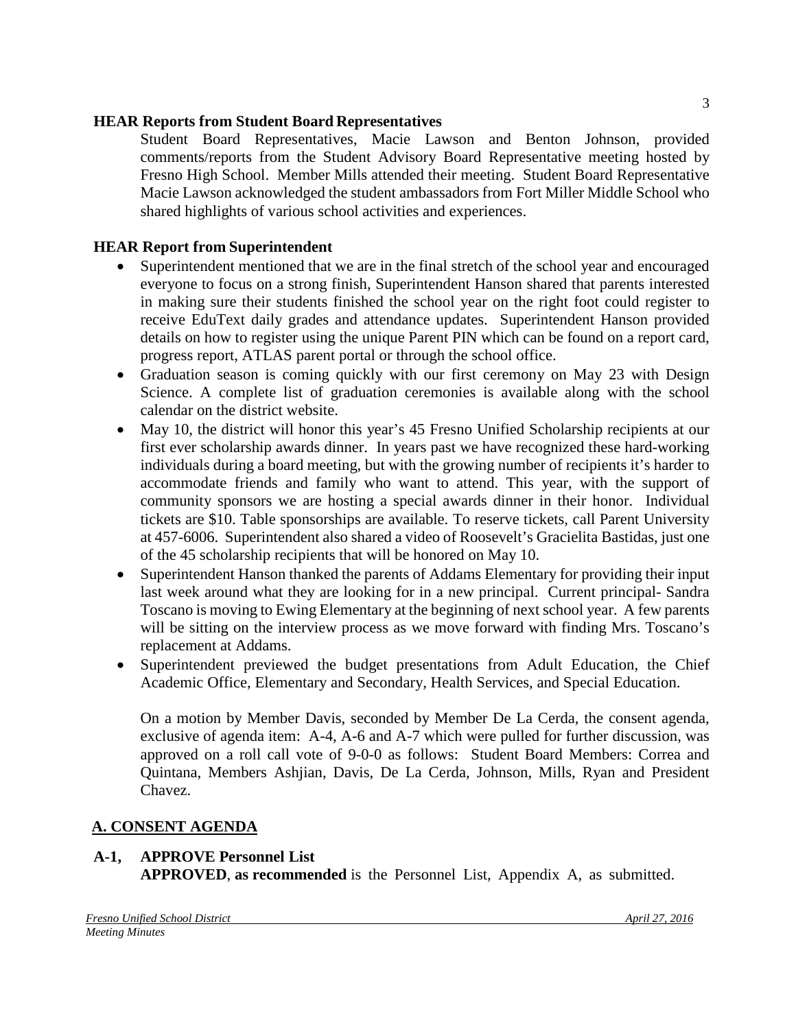**HEAR Reports from Student Board Representatives**

Student Board Representatives, Macie Lawson and Benton Johnson, provided comments/reports from the Student Advisory Board Representative meeting hosted by Fresno High School. Member Mills attended their meeting. Student Board Representative Macie Lawson acknowledged the student ambassadors from Fort Miller Middle School who shared highlights of various school activities and experiences.

**HEAR Report from Superintendent**

- Superintendent mentioned that we are in the final stretch of the school year and encouraged everyone to focus on a strong finish, Superintendent Hanson shared that parents interested in making sure their students finished the school year on the right foot could register to receive EduText daily grades and attendance updates. Superintendent Hanson provided details on how to register using the unique Parent PIN which can be found on a report card, progress report, ATLAS parent portal or through the school office.
- Graduation season is coming quickly with our first ceremony on May 23 with Design Science. A complete list of graduation ceremonies is available along with the school calendar on the district website.
- May 10, the district will honor this year's 45 Fresno Unified Scholarship recipients at our first ever scholarship awards dinner. In years past we have recognized these hard-working individuals during a board meeting, but with the growing number of recipients it's harder to accommodate friends and family who want to attend. This year, with the support of community sponsors we are hosting a special awards dinner in their honor. Individual tickets are $10. Table sponsorships are available. To reserve tickets, call Parent University at 457-6006. Superintendent also shared a video of Roosevelt's Gracielita Bastidas, just one of the 45 scholarship recipients that will be honored on May 10.
- Superintendent Hanson thanked the parents of Addams Elementary for providing their input last week around what they are looking for in a new principal. Current principal- Sandra Toscano is moving to Ewing Elementary at the beginning of next school year. A few parents will be sitting on the interview process as we move forward with finding Mrs. Toscano's replacement at Addams.
- Superintendent previewed the budget presentations from Adult Education, the Chief Academic Office, Elementary and Secondary, Health Services, and Special Education.

On a motion by Member Davis, seconded by Member De La Cerda, the consent agenda, exclusive of agenda item: A-4, A-6 and A-7 which were pulled for further discussion, was approved on a roll call vote of 9-0-0 as follows: Student Board Members: Correa and Quintana, Members Ashjian, Davis, De La Cerda, Johnson, Mills, Ryan and President Chavez.

## A. CONSENT AGENDA

**A-1, APPROVE Personnel List**

**APPROVED**, **as recommended** is the Personnel List, Appendix A, as submitted.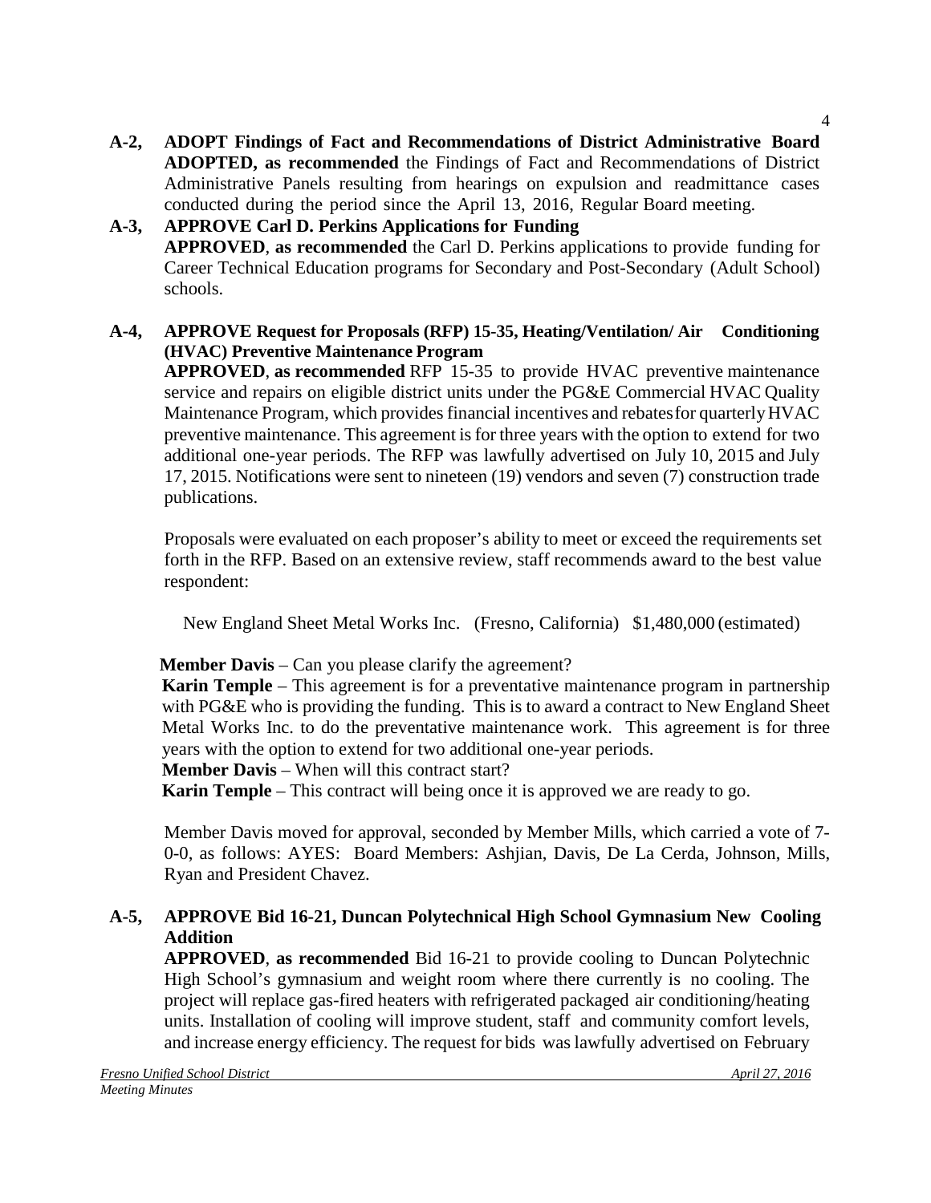**A-2, ADOPT Findings of Fact and Recommendations of District Administrative Board**
**ADOPTED, as recommended** the Findings of Fact and Recommendations of District Administrative Panels resulting from hearings on expulsion and readmittance cases conducted during the period since the April 13, 2016, Regular Board meeting.

**A-3, APPROVE Carl D. Perkins Applications for Funding**
**APPROVED**, **as recommended** the Carl D. Perkins applications to provide funding for Career Technical Education programs for Secondary and Post-Secondary (Adult School) schools.

**A-4, APPROVE Request for Proposals (RFP) 15-35, Heating/Ventilation/ Air Conditioning (HVAC) Preventive Maintenance Program**
**APPROVED**, **as recommended** RFP 15-35 to provide HVAC preventive maintenance service and repairs on eligible district units under the PG&E Commercial HVAC Quality Maintenance Program, which provides financial incentives and rebates for quarterly HVAC preventive maintenance. This agreement is for three years with the option to extend for two additional one-year periods. The RFP was lawfully advertised on July 10, 2015 and July 17, 2015. Notifications were sent to nineteen (19) vendors and seven (7) construction trade publications.

Proposals were evaluated on each proposer's ability to meet or exceed the requirements set forth in the RFP. Based on an extensive review, staff recommends award to the best value respondent:

New England Sheet Metal Works Inc. (Fresno, California) $1,480,000 (estimated)

**Member Davis** – Can you please clarify the agreement?
**Karin Temple** – This agreement is for a preventative maintenance program in partnership with PG&E who is providing the funding. This is to award a contract to New England Sheet Metal Works Inc. to do the preventative maintenance work. This agreement is for three years with the option to extend for two additional one-year periods.
**Member Davis** – When will this contract start?
**Karin Temple** – This contract will being once it is approved we are ready to go.

Member Davis moved for approval, seconded by Member Mills, which carried a vote of 7-0-0, as follows: AYES: Board Members: Ashjian, Davis, De La Cerda, Johnson, Mills, Ryan and President Chavez.

**A-5, APPROVE Bid 16-21, Duncan Polytechnical High School Gymnasium New Cooling Addition**
**APPROVED**, **as recommended** Bid 16-21 to provide cooling to Duncan Polytechnic High School's gymnasium and weight room where there currently is no cooling. The project will replace gas-fired heaters with refrigerated packaged air conditioning/heating units. Installation of cooling will improve student, staff and community comfort levels, and increase energy efficiency. The request for bids was lawfully advertised on February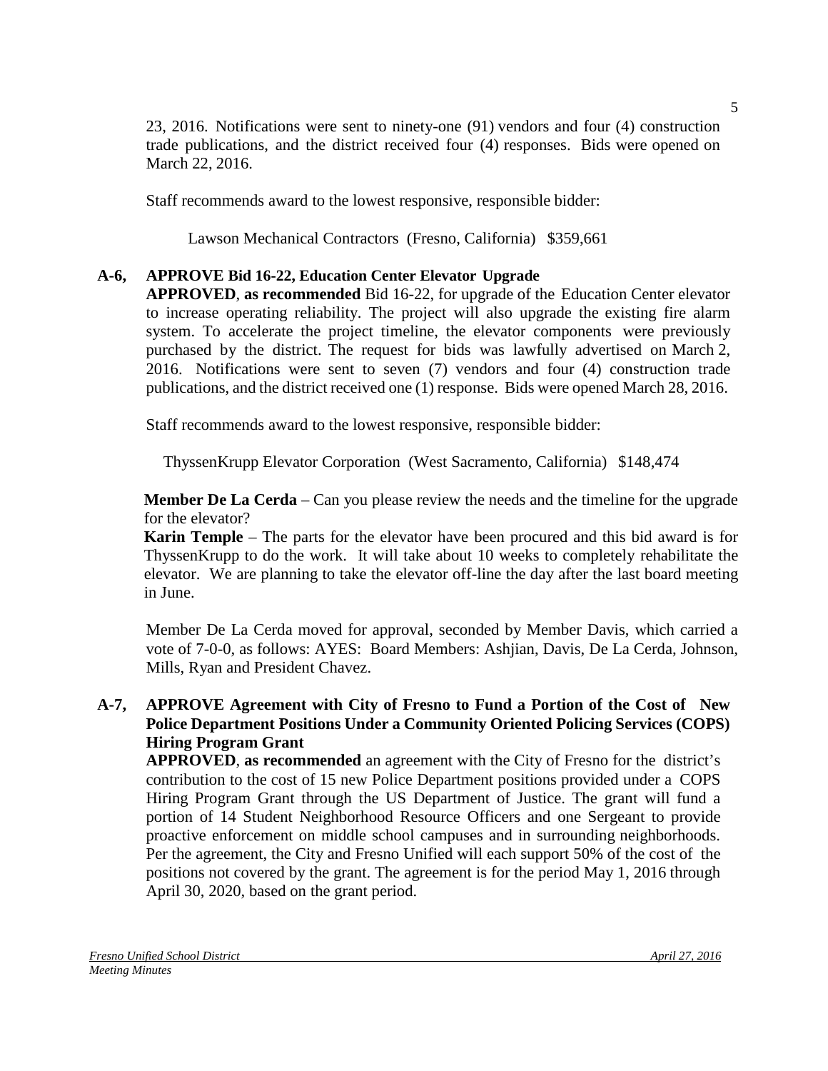23, 2016. Notifications were sent to ninety-one (91) vendors and four (4) construction trade publications, and the district received four (4) responses. Bids were opened on March 22, 2016.

Staff recommends award to the lowest responsive, responsible bidder:

Lawson Mechanical Contractors (Fresno, California) $359,661

**A-6, APPROVE Bid 16-22, Education Center Elevator Upgrade**

**APPROVED**, **as recommended** Bid 16-22, for upgrade of the Education Center elevator to increase operating reliability. The project will also upgrade the existing fire alarm system. To accelerate the project timeline, the elevator components were previously purchased by the district. The request for bids was lawfully advertised on March 2, 2016. Notifications were sent to seven (7) vendors and four (4) construction trade publications, and the district received one (1) response. Bids were opened March 28, 2016.

Staff recommends award to the lowest responsive, responsible bidder:

ThyssenKrupp Elevator Corporation (West Sacramento, California) $148,474

**Member De La Cerda** – Can you please review the needs and the timeline for the upgrade for the elevator?

**Karin Temple** – The parts for the elevator have been procured and this bid award is for ThyssenKrupp to do the work. It will take about 10 weeks to completely rehabilitate the elevator. We are planning to take the elevator off-line the day after the last board meeting in June.

Member De La Cerda moved for approval, seconded by Member Davis, which carried a vote of 7-0-0, as follows: AYES: Board Members: Ashjian, Davis, De La Cerda, Johnson, Mills, Ryan and President Chavez.

**A-7, APPROVE Agreement with City of Fresno to Fund a Portion of the Cost of New Police Department Positions Under a Community Oriented Policing Services (COPS) Hiring Program Grant**

**APPROVED**, **as recommended** an agreement with the City of Fresno for the district's contribution to the cost of 15 new Police Department positions provided under a COPS Hiring Program Grant through the US Department of Justice. The grant will fund a portion of 14 Student Neighborhood Resource Officers and one Sergeant to provide proactive enforcement on middle school campuses and in surrounding neighborhoods. Per the agreement, the City and Fresno Unified will each support 50% of the cost of the positions not covered by the grant. The agreement is for the period May 1, 2016 through April 30, 2020, based on the grant period.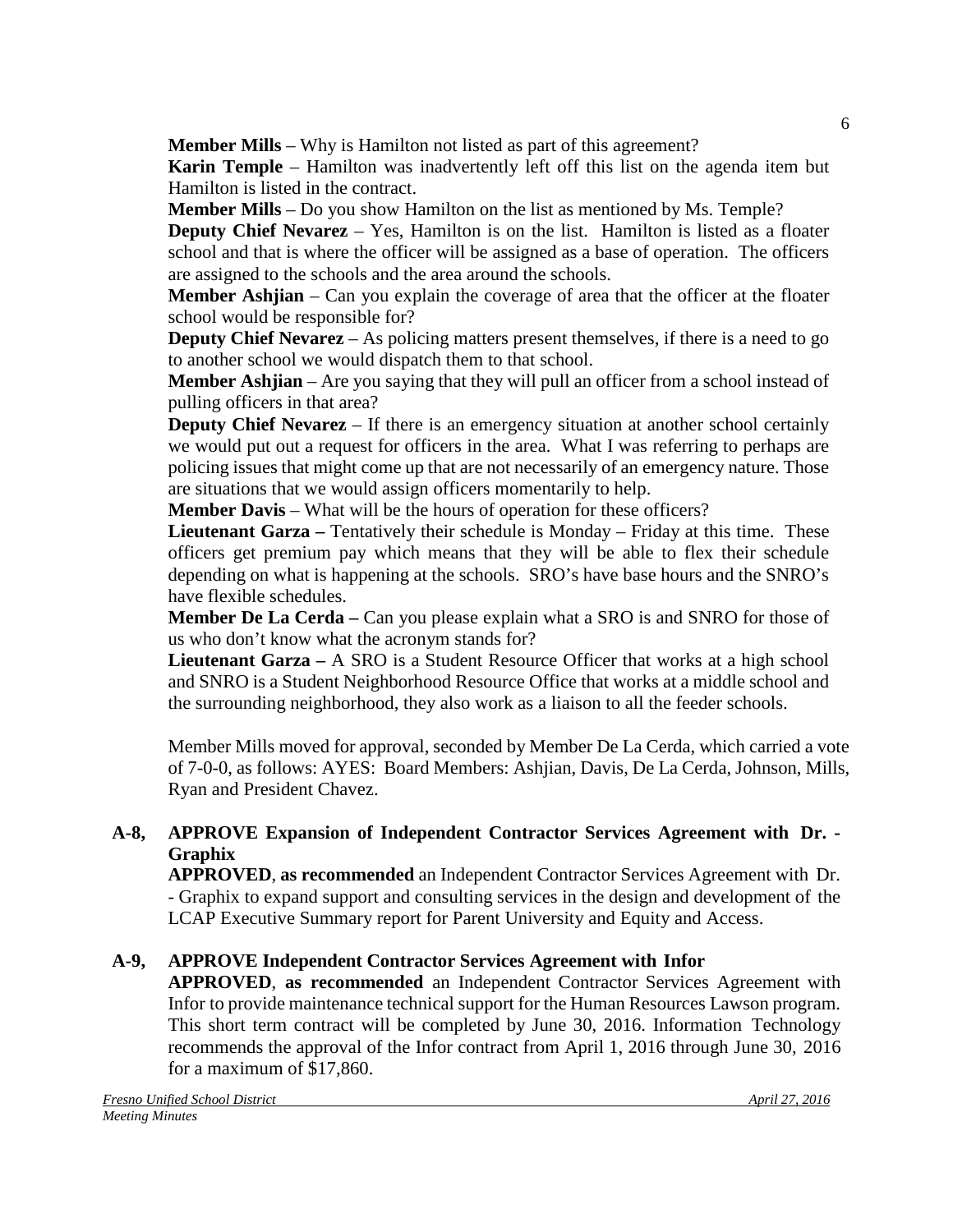**Member Mills** – Why is Hamilton not listed as part of this agreement?

**Karin Temple** – Hamilton was inadvertently left off this list on the agenda item but Hamilton is listed in the contract.

**Member Mills** – Do you show Hamilton on the list as mentioned by Ms. Temple?

**Deputy Chief Nevarez** – Yes, Hamilton is on the list. Hamilton is listed as a floater school and that is where the officer will be assigned as a base of operation. The officers are assigned to the schools and the area around the schools.

**Member Ashjian** – Can you explain the coverage of area that the officer at the floater school would be responsible for?

**Deputy Chief Nevarez** – As policing matters present themselves, if there is a need to go to another school we would dispatch them to that school.

**Member Ashjian** – Are you saying that they will pull an officer from a school instead of pulling officers in that area?

**Deputy Chief Nevarez** – If there is an emergency situation at another school certainly we would put out a request for officers in the area. What I was referring to perhaps are policing issues that might come up that are not necessarily of an emergency nature. Those are situations that we would assign officers momentarily to help.

**Member Davis** – What will be the hours of operation for these officers?

**Lieutenant Garza –** Tentatively their schedule is Monday – Friday at this time. These officers get premium pay which means that they will be able to flex their schedule depending on what is happening at the schools. SRO's have base hours and the SNRO's have flexible schedules.

**Member De La Cerda –** Can you please explain what a SRO is and SNRO for those of us who don't know what the acronym stands for?

**Lieutenant Garza –** A SRO is a Student Resource Officer that works at a high school and SNRO is a Student Neighborhood Resource Office that works at a middle school and the surrounding neighborhood, they also work as a liaison to all the feeder schools.

Member Mills moved for approval, seconded by Member De La Cerda, which carried a vote of 7-0-0, as follows: AYES: Board Members: Ashjian, Davis, De La Cerda, Johnson, Mills, Ryan and President Chavez.

**A-8, APPROVE Expansion of Independent Contractor Services Agreement with Dr. - Graphix**

**APPROVED**, **as recommended** an Independent Contractor Services Agreement with Dr. - Graphix to expand support and consulting services in the design and development of the LCAP Executive Summary report for Parent University and Equity and Access.

**A-9, APPROVE Independent Contractor Services Agreement with Infor**

**APPROVED**, **as recommended** an Independent Contractor Services Agreement with Infor to provide maintenance technical support for the Human Resources Lawson program. This short term contract will be completed by June 30, 2016. Information Technology recommends the approval of the Infor contract from April 1, 2016 through June 30, 2016 for a maximum of $17,860.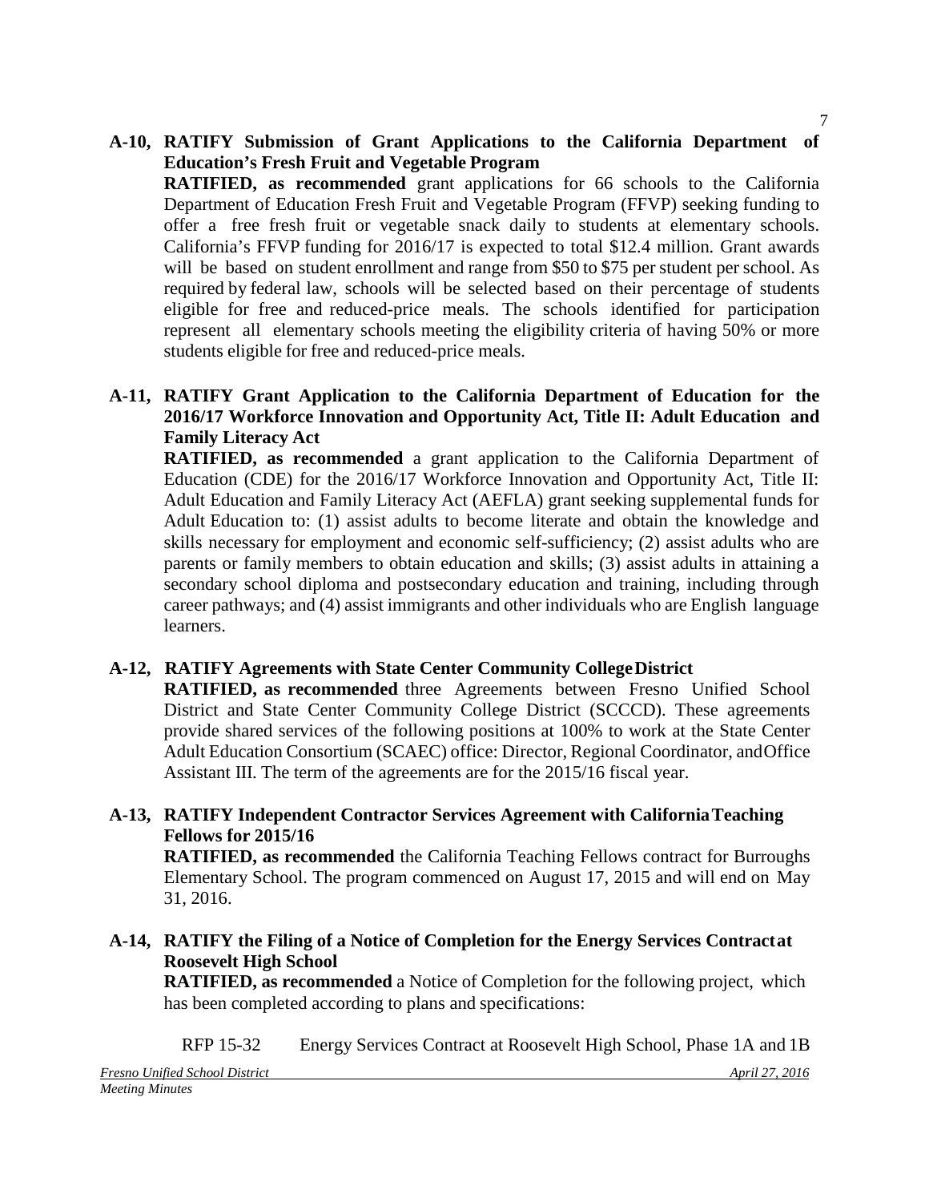**A-10, RATIFY Submission of Grant Applications to the California Department of Education's Fresh Fruit and Vegetable Program**

**RATIFIED, as recommended** grant applications for 66 schools to the California Department of Education Fresh Fruit and Vegetable Program (FFVP) seeking funding to offer a free fresh fruit or vegetable snack daily to students at elementary schools. California's FFVP funding for 2016/17 is expected to total $12.4 million. Grant awards will be based on student enrollment and range from $50 to $75 per student per school. As required by federal law, schools will be selected based on their percentage of students eligible for free and reduced-price meals. The schools identified for participation represent all elementary schools meeting the eligibility criteria of having 50% or more students eligible for free and reduced-price meals.

**A-11, RATIFY Grant Application to the California Department of Education for the 2016/17 Workforce Innovation and Opportunity Act, Title II: Adult Education and Family Literacy Act**

**RATIFIED, as recommended** a grant application to the California Department of Education (CDE) for the 2016/17 Workforce Innovation and Opportunity Act, Title II: Adult Education and Family Literacy Act (AEFLA) grant seeking supplemental funds for Adult Education to: (1) assist adults to become literate and obtain the knowledge and skills necessary for employment and economic self-sufficiency; (2) assist adults who are parents or family members to obtain education and skills; (3) assist adults in attaining a secondary school diploma and postsecondary education and training, including through career pathways; and (4) assist immigrants and other individuals who are English language learners.

**A-12, RATIFY Agreements with State Center Community College District**

**RATIFIED, as recommended** three Agreements between Fresno Unified School District and State Center Community College District (SCCCD). These agreements provide shared services of the following positions at 100% to work at the State Center Adult Education Consortium (SCAEC) office: Director, Regional Coordinator, and Office Assistant III. The term of the agreements are for the 2015/16 fiscal year.

**A-13, RATIFY Independent Contractor Services Agreement with California Teaching Fellows for 2015/16**

**RATIFIED, as recommended** the California Teaching Fellows contract for Burroughs Elementary School. The program commenced on August 17, 2015 and will end on May 31, 2016.

**A-14, RATIFY the Filing of a Notice of Completion for the Energy Services Contract at Roosevelt High School**

**RATIFIED, as recommended** a Notice of Completion for the following project, which has been completed according to plans and specifications:

RFP 15-32 Energy Services Contract at Roosevelt High School, Phase 1A and 1B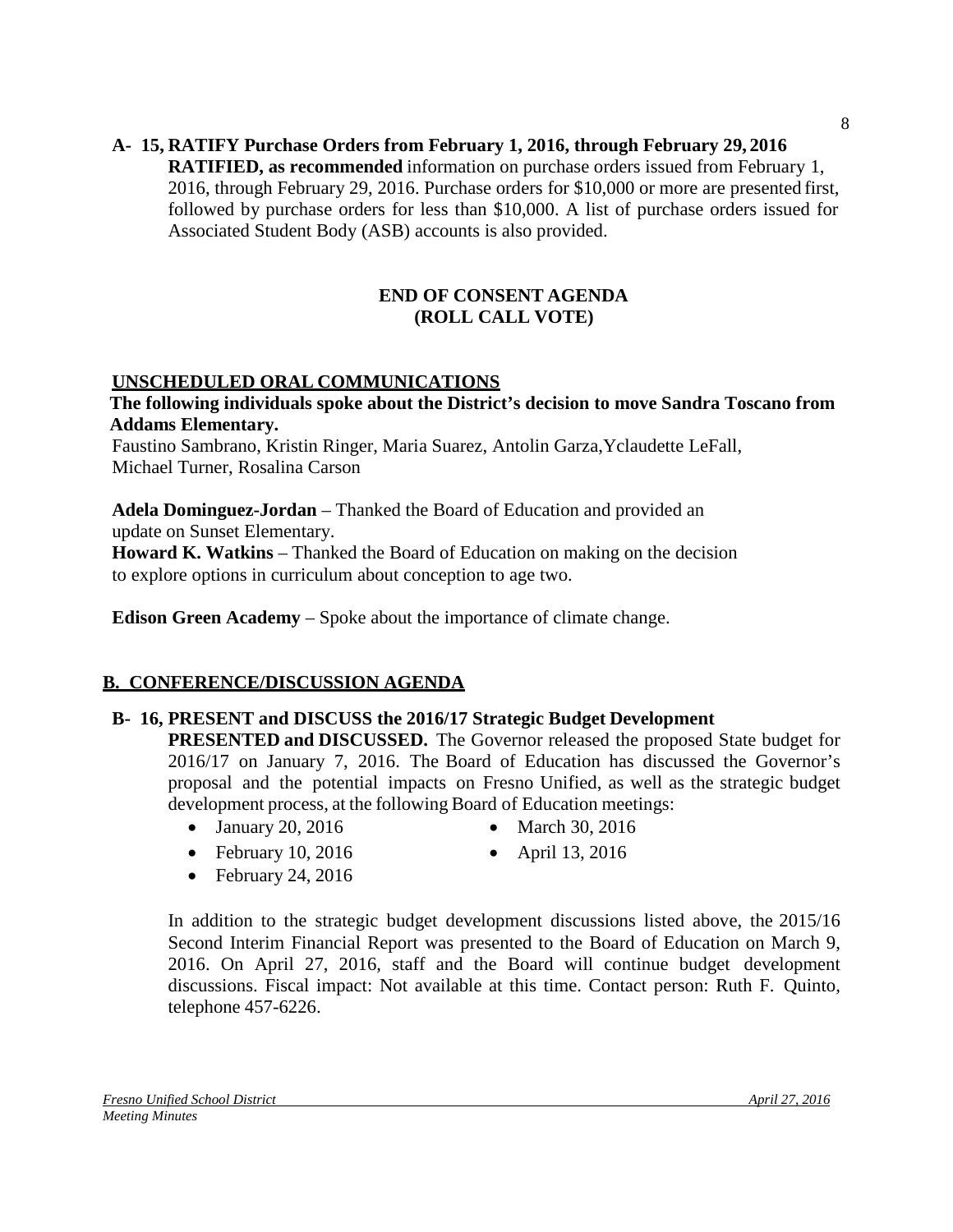**A- 15, RATIFY Purchase Orders from February 1, 2016, through February 29, 2016**

**RATIFIED, as recommended** information on purchase orders issued from February 1, 2016, through February 29, 2016. Purchase orders for $10,000 or more are presented first, followed by purchase orders for less than $10,000. A list of purchase orders issued for Associated Student Body (ASB) accounts is also provided.

**END OF CONSENT AGENDA**
**(ROLL CALL VOTE)**

## UNSCHEDULED ORAL COMMUNICATIONS

**The following individuals spoke about the District's decision to move Sandra Toscano from Addams Elementary.**

Faustino Sambrano, Kristin Ringer, Maria Suarez, Antolin Garza,Yclaudette LeFall, Michael Turner, Rosalina Carson

**Adela Dominguez-Jordan** – Thanked the Board of Education and provided an update on Sunset Elementary.

**Howard K. Watkins** – Thanked the Board of Education on making on the decision to explore options in curriculum about conception to age two.

**Edison Green Academy** – Spoke about the importance of climate change.

## B. CONFERENCE/DISCUSSION AGENDA

**B- 16, PRESENT and DISCUSS the 2016/17 Strategic Budget Development**

**PRESENTED and DISCUSSED.** The Governor released the proposed State budget for 2016/17 on January 7, 2016. The Board of Education has discussed the Governor's proposal and the potential impacts on Fresno Unified, as well as the strategic budget development process, at the following Board of Education meetings:

- January 20, 2016
- February 10, 2016
- February 24, 2016
- March 30, 2016
- April 13, 2016

In addition to the strategic budget development discussions listed above, the 2015/16 Second Interim Financial Report was presented to the Board of Education on March 9, 2016. On April 27, 2016, staff and the Board will continue budget development discussions. Fiscal impact: Not available at this time. Contact person: Ruth F. Quinto, telephone 457-6226.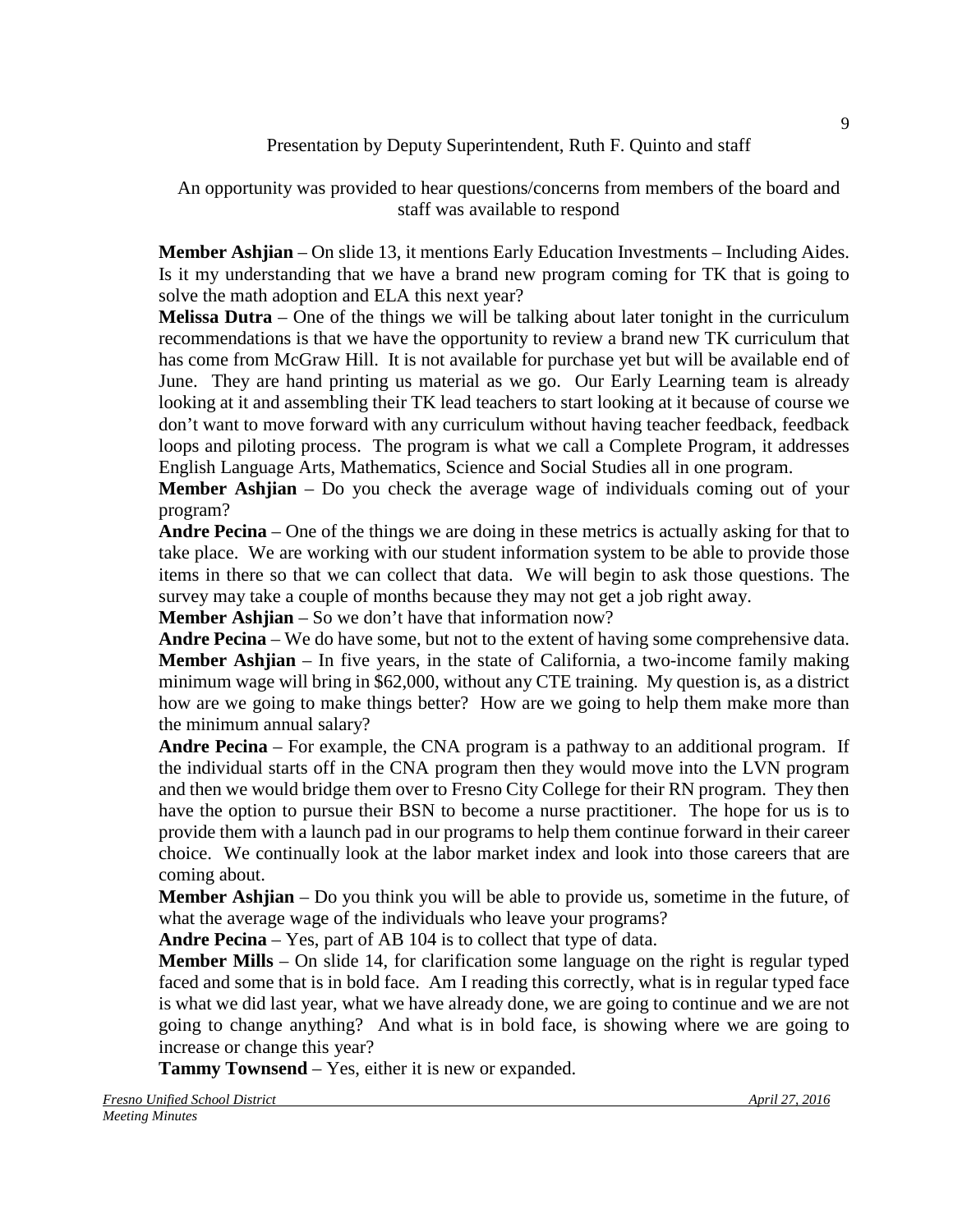Presentation by Deputy Superintendent, Ruth F. Quinto and staff

An opportunity was provided to hear questions/concerns from members of the board and staff was available to respond

**Member Ashjian** – On slide 13, it mentions Early Education Investments – Including Aides. Is it my understanding that we have a brand new program coming for TK that is going to solve the math adoption and ELA this next year?

**Melissa Dutra** – One of the things we will be talking about later tonight in the curriculum recommendations is that we have the opportunity to review a brand new TK curriculum that has come from McGraw Hill. It is not available for purchase yet but will be available end of June. They are hand printing us material as we go. Our Early Learning team is already looking at it and assembling their TK lead teachers to start looking at it because of course we don't want to move forward with any curriculum without having teacher feedback, feedback loops and piloting process. The program is what we call a Complete Program, it addresses English Language Arts, Mathematics, Science and Social Studies all in one program.

**Member Ashjian** – Do you check the average wage of individuals coming out of your program?

**Andre Pecina** – One of the things we are doing in these metrics is actually asking for that to take place. We are working with our student information system to be able to provide those items in there so that we can collect that data. We will begin to ask those questions. The survey may take a couple of months because they may not get a job right away.

**Member Ashjian** – So we don't have that information now?

**Andre Pecina** – We do have some, but not to the extent of having some comprehensive data.

**Member Ashjian** – In five years, in the state of California, a two-income family making minimum wage will bring in $62,000, without any CTE training. My question is, as a district how are we going to make things better? How are we going to help them make more than the minimum annual salary?

**Andre Pecina** – For example, the CNA program is a pathway to an additional program. If the individual starts off in the CNA program then they would move into the LVN program and then we would bridge them over to Fresno City College for their RN program. They then have the option to pursue their BSN to become a nurse practitioner. The hope for us is to provide them with a launch pad in our programs to help them continue forward in their career choice. We continually look at the labor market index and look into those careers that are coming about.

**Member Ashjian** – Do you think you will be able to provide us, sometime in the future, of what the average wage of the individuals who leave your programs?

**Andre Pecina** – Yes, part of AB 104 is to collect that type of data.

**Member Mills** – On slide 14, for clarification some language on the right is regular typed faced and some that is in bold face. Am I reading this correctly, what is in regular typed face is what we did last year, what we have already done, we are going to continue and we are not going to change anything? And what is in bold face, is showing where we are going to increase or change this year?

**Tammy Townsend** – Yes, either it is new or expanded.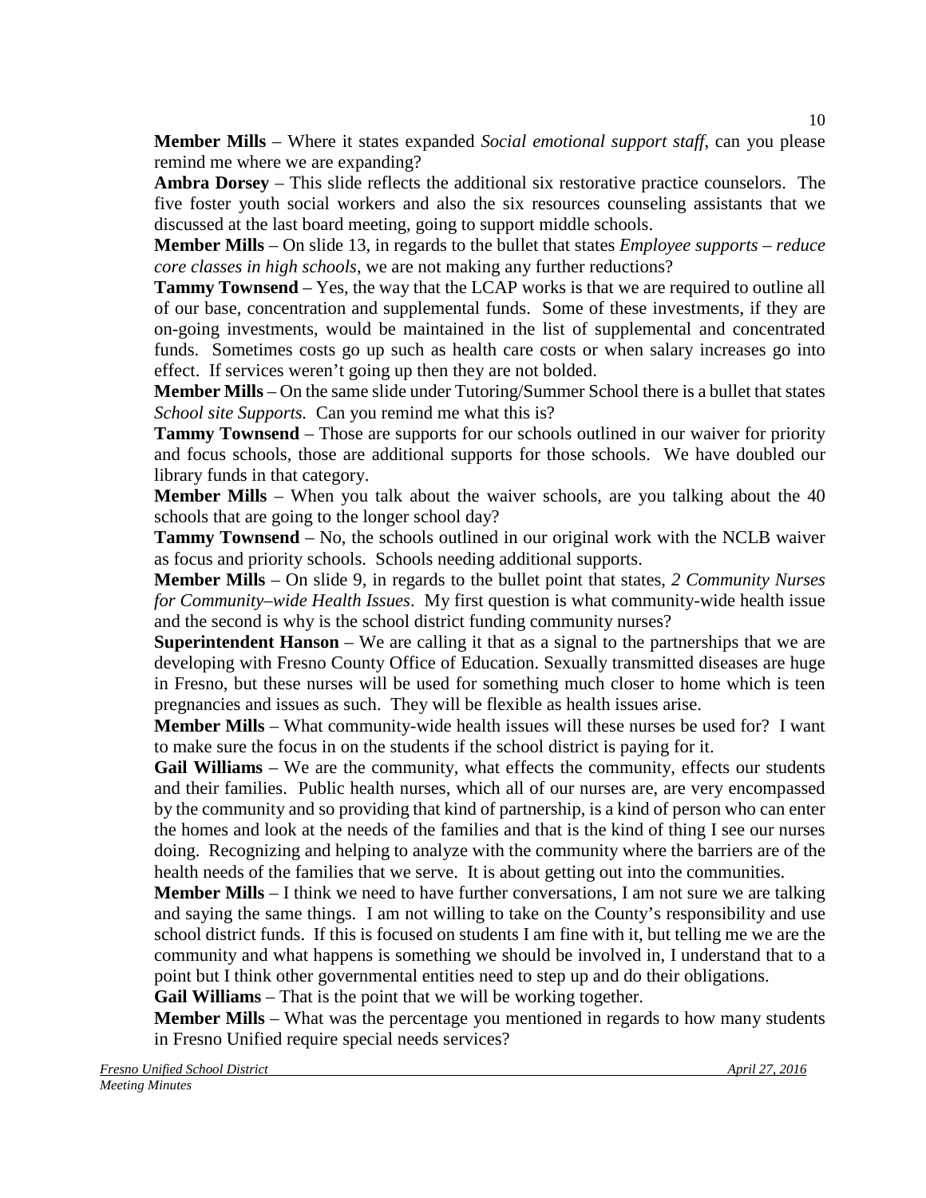**Member Mills** – Where it states expanded *Social emotional support staff*, can you please remind me where we are expanding?

**Ambra Dorsey** – This slide reflects the additional six restorative practice counselors. The five foster youth social workers and also the six resources counseling assistants that we discussed at the last board meeting, going to support middle schools.

**Member Mills** – On slide 13, in regards to the bullet that states *Employee supports – reduce core classes in high schools*, we are not making any further reductions?

**Tammy Townsend** – Yes, the way that the LCAP works is that we are required to outline all of our base, concentration and supplemental funds. Some of these investments, if they are on-going investments, would be maintained in the list of supplemental and concentrated funds. Sometimes costs go up such as health care costs or when salary increases go into effect. If services weren't going up then they are not bolded.

**Member Mills** – On the same slide under Tutoring/Summer School there is a bullet that states *School site Supports*. Can you remind me what this is?

**Tammy Townsend** – Those are supports for our schools outlined in our waiver for priority and focus schools, those are additional supports for those schools. We have doubled our library funds in that category.

**Member Mills** – When you talk about the waiver schools, are you talking about the 40 schools that are going to the longer school day?

**Tammy Townsend** – No, the schools outlined in our original work with the NCLB waiver as focus and priority schools. Schools needing additional supports.

**Member Mills** – On slide 9, in regards to the bullet point that states, *2 Community Nurses for Community–wide Health Issues*. My first question is what community-wide health issue and the second is why is the school district funding community nurses?

**Superintendent Hanson** – We are calling it that as a signal to the partnerships that we are developing with Fresno County Office of Education. Sexually transmitted diseases are huge in Fresno, but these nurses will be used for something much closer to home which is teen pregnancies and issues as such. They will be flexible as health issues arise.

**Member Mills** – What community-wide health issues will these nurses be used for? I want to make sure the focus in on the students if the school district is paying for it.

**Gail Williams** – We are the community, what effects the community, effects our students and their families. Public health nurses, which all of our nurses are, are very encompassed by the community and so providing that kind of partnership, is a kind of person who can enter the homes and look at the needs of the families and that is the kind of thing I see our nurses doing. Recognizing and helping to analyze with the community where the barriers are of the health needs of the families that we serve. It is about getting out into the communities.

**Member Mills** – I think we need to have further conversations, I am not sure we are talking and saying the same things. I am not willing to take on the County's responsibility and use school district funds. If this is focused on students I am fine with it, but telling me we are the community and what happens is something we should be involved in, I understand that to a point but I think other governmental entities need to step up and do their obligations.

**Gail Williams** – That is the point that we will be working together.

**Member Mills** – What was the percentage you mentioned in regards to how many students in Fresno Unified require special needs services?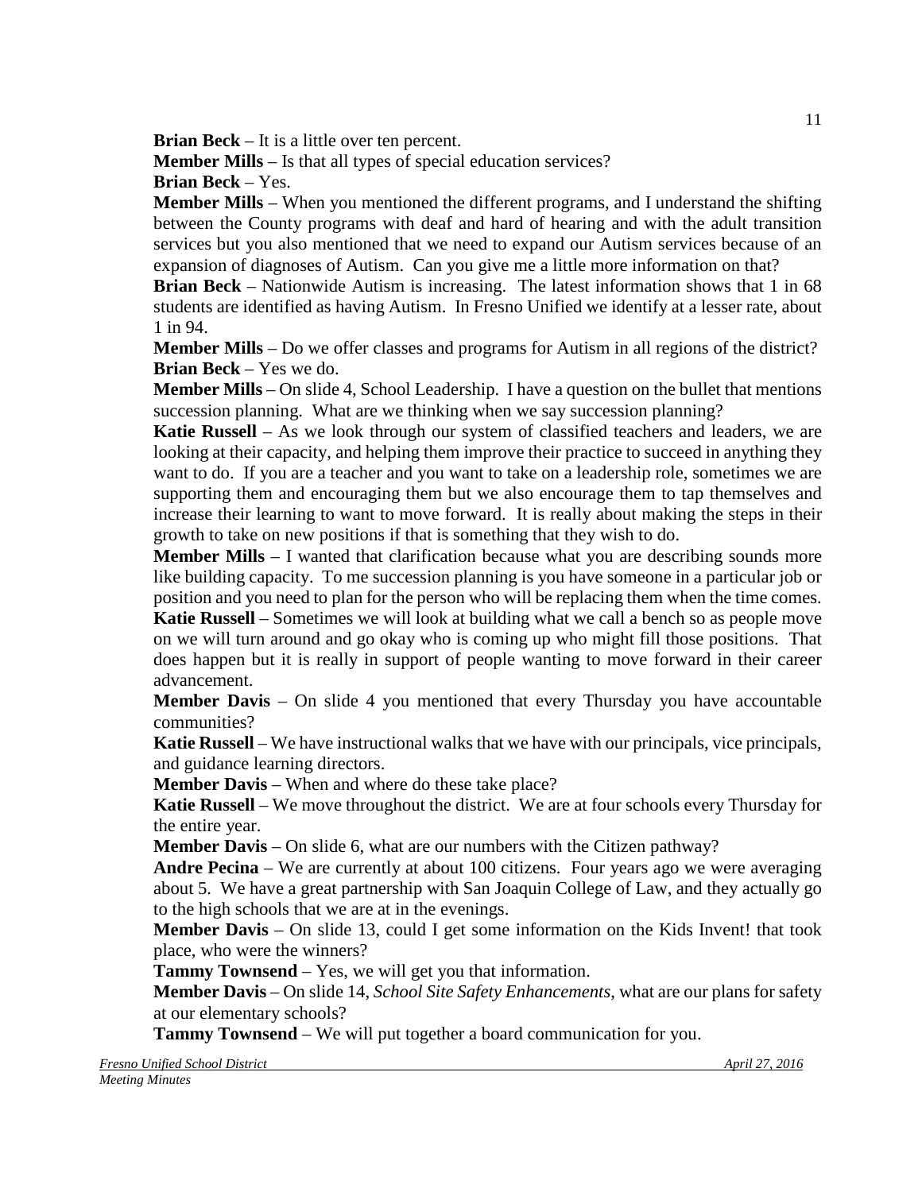**Brian Beck** – It is a little over ten percent.

**Member Mills** – Is that all types of special education services?

**Brian Beck** – Yes.

**Member Mills** – When you mentioned the different programs, and I understand the shifting between the County programs with deaf and hard of hearing and with the adult transition services but you also mentioned that we need to expand our Autism services because of an expansion of diagnoses of Autism. Can you give me a little more information on that?

**Brian Beck** – Nationwide Autism is increasing. The latest information shows that 1 in 68 students are identified as having Autism. In Fresno Unified we identify at a lesser rate, about 1 in 94.

**Member Mills** – Do we offer classes and programs for Autism in all regions of the district?

**Brian Beck** – Yes we do.

**Member Mills** – On slide 4, School Leadership. I have a question on the bullet that mentions succession planning. What are we thinking when we say succession planning?

**Katie Russell** – As we look through our system of classified teachers and leaders, we are looking at their capacity, and helping them improve their practice to succeed in anything they want to do. If you are a teacher and you want to take on a leadership role, sometimes we are supporting them and encouraging them but we also encourage them to tap themselves and increase their learning to want to move forward. It is really about making the steps in their growth to take on new positions if that is something that they wish to do.

**Member Mills** – I wanted that clarification because what you are describing sounds more like building capacity. To me succession planning is you have someone in a particular job or position and you need to plan for the person who will be replacing them when the time comes.

**Katie Russell** – Sometimes we will look at building what we call a bench so as people move on we will turn around and go okay who is coming up who might fill those positions. That does happen but it is really in support of people wanting to move forward in their career advancement.

**Member Davis** – On slide 4 you mentioned that every Thursday you have accountable communities?

**Katie Russell** – We have instructional walks that we have with our principals, vice principals, and guidance learning directors.

**Member Davis** – When and where do these take place?

**Katie Russell** – We move throughout the district. We are at four schools every Thursday for the entire year.

**Member Davis** – On slide 6, what are our numbers with the Citizen pathway?

**Andre Pecina** – We are currently at about 100 citizens. Four years ago we were averaging about 5. We have a great partnership with San Joaquin College of Law, and they actually go to the high schools that we are at in the evenings.

**Member Davis** – On slide 13, could I get some information on the Kids Invent! that took place, who were the winners?

**Tammy Townsend** – Yes, we will get you that information.

**Member Davis** – On slide 14, *School Site Safety Enhancements*, what are our plans for safety at our elementary schools?

**Tammy Townsend** – We will put together a board communication for you.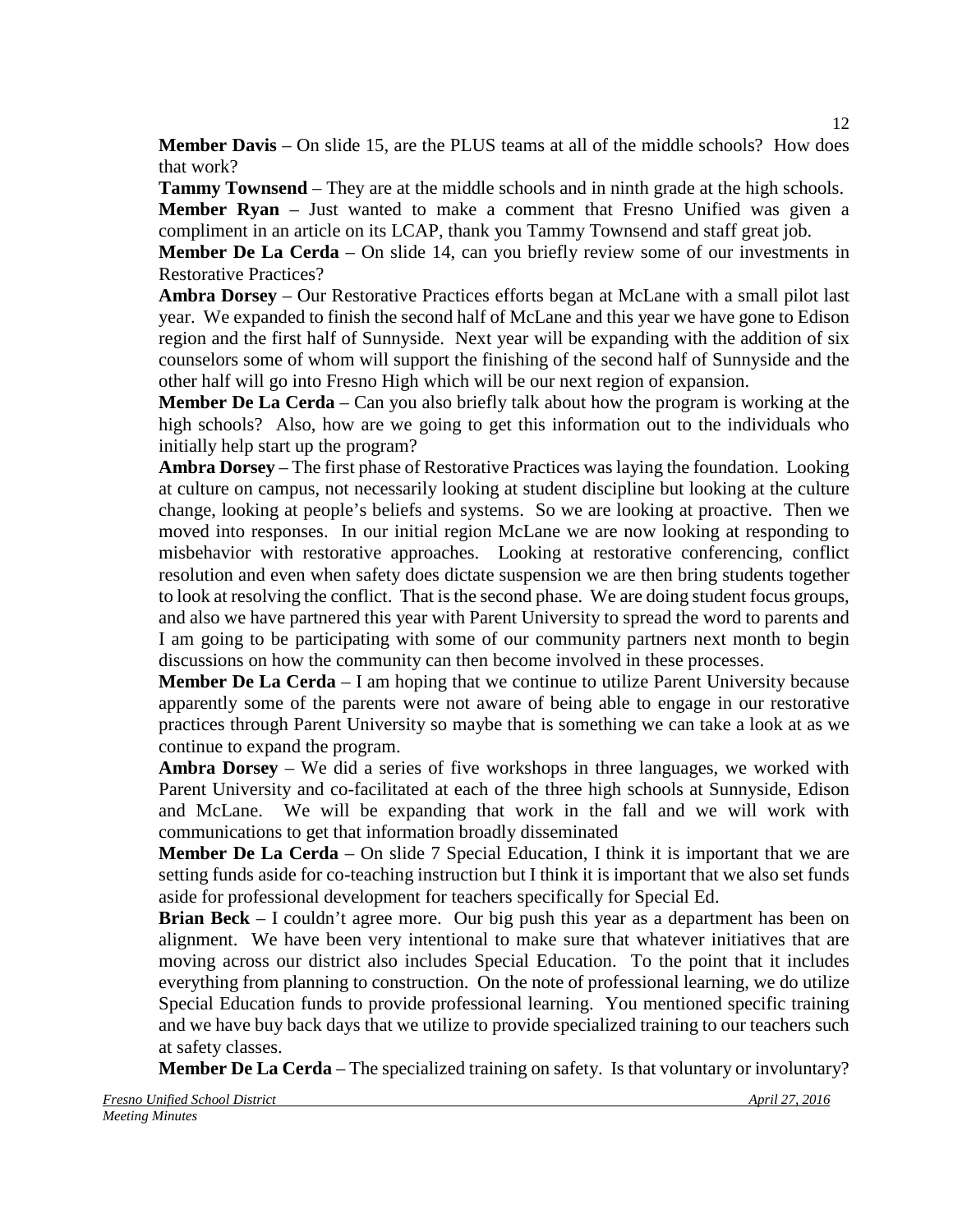**Member Davis** – On slide 15, are the PLUS teams at all of the middle schools? How does that work?

**Tammy Townsend** – They are at the middle schools and in ninth grade at the high schools.

**Member Ryan** – Just wanted to make a comment that Fresno Unified was given a compliment in an article on its LCAP, thank you Tammy Townsend and staff great job.

**Member De La Cerda** – On slide 14, can you briefly review some of our investments in Restorative Practices?

**Ambra Dorsey** – Our Restorative Practices efforts began at McLane with a small pilot last year. We expanded to finish the second half of McLane and this year we have gone to Edison region and the first half of Sunnyside. Next year will be expanding with the addition of six counselors some of whom will support the finishing of the second half of Sunnyside and the other half will go into Fresno High which will be our next region of expansion.

**Member De La Cerda** – Can you also briefly talk about how the program is working at the high schools? Also, how are we going to get this information out to the individuals who initially help start up the program?

**Ambra Dorsey** – The first phase of Restorative Practices was laying the foundation. Looking at culture on campus, not necessarily looking at student discipline but looking at the culture change, looking at people's beliefs and systems. So we are looking at proactive. Then we moved into responses. In our initial region McLane we are now looking at responding to misbehavior with restorative approaches. Looking at restorative conferencing, conflict resolution and even when safety does dictate suspension we are then bring students together to look at resolving the conflict. That is the second phase. We are doing student focus groups, and also we have partnered this year with Parent University to spread the word to parents and I am going to be participating with some of our community partners next month to begin discussions on how the community can then become involved in these processes.

**Member De La Cerda** – I am hoping that we continue to utilize Parent University because apparently some of the parents were not aware of being able to engage in our restorative practices through Parent University so maybe that is something we can take a look at as we continue to expand the program.

**Ambra Dorsey** – We did a series of five workshops in three languages, we worked with Parent University and co-facilitated at each of the three high schools at Sunnyside, Edison and McLane. We will be expanding that work in the fall and we will work with communications to get that information broadly disseminated

**Member De La Cerda** – On slide 7 Special Education, I think it is important that we are setting funds aside for co-teaching instruction but I think it is important that we also set funds aside for professional development for teachers specifically for Special Ed.

**Brian Beck** – I couldn't agree more. Our big push this year as a department has been on alignment. We have been very intentional to make sure that whatever initiatives that are moving across our district also includes Special Education. To the point that it includes everything from planning to construction. On the note of professional learning, we do utilize Special Education funds to provide professional learning. You mentioned specific training and we have buy back days that we utilize to provide specialized training to our teachers such at safety classes.

**Member De La Cerda** – The specialized training on safety. Is that voluntary or involuntary?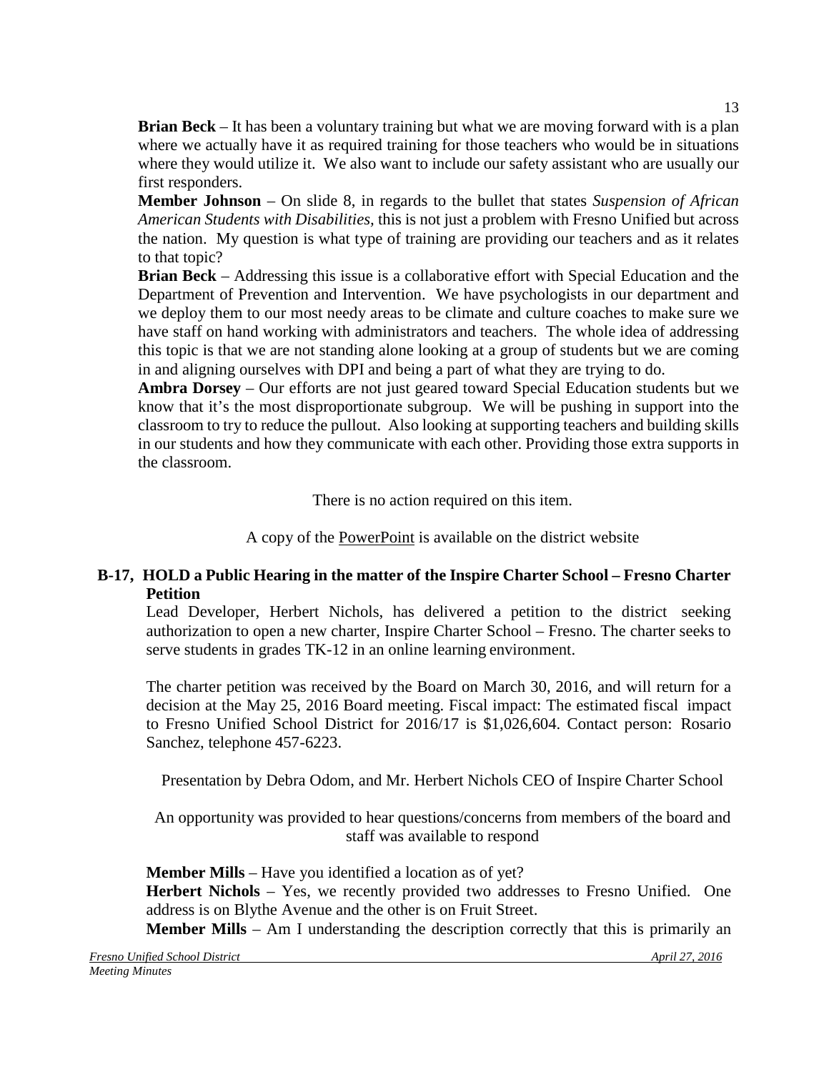**Brian Beck** – It has been a voluntary training but what we are moving forward with is a plan where we actually have it as required training for those teachers who would be in situations where they would utilize it. We also want to include our safety assistant who are usually our first responders.

**Member Johnson** – On slide 8, in regards to the bullet that states *Suspension of African American Students with Disabilities*, this is not just a problem with Fresno Unified but across the nation. My question is what type of training are providing our teachers and as it relates to that topic?

**Brian Beck** – Addressing this issue is a collaborative effort with Special Education and the Department of Prevention and Intervention. We have psychologists in our department and we deploy them to our most needy areas to be climate and culture coaches to make sure we have staff on hand working with administrators and teachers. The whole idea of addressing this topic is that we are not standing alone looking at a group of students but we are coming in and aligning ourselves with DPI and being a part of what they are trying to do.

**Ambra Dorsey** – Our efforts are not just geared toward Special Education students but we know that it's the most disproportionate subgroup. We will be pushing in support into the classroom to try to reduce the pullout. Also looking at supporting teachers and building skills in our students and how they communicate with each other. Providing those extra supports in the classroom.

There is no action required on this item.

A copy of the PowerPoint is available on the district website

**B-17, HOLD a Public Hearing in the matter of the Inspire Charter School – Fresno Charter Petition**

Lead Developer, Herbert Nichols, has delivered a petition to the district seeking authorization to open a new charter, Inspire Charter School – Fresno. The charter seeks to serve students in grades TK-12 in an online learning environment.

The charter petition was received by the Board on March 30, 2016, and will return for a decision at the May 25, 2016 Board meeting. Fiscal impact: The estimated fiscal impact to Fresno Unified School District for 2016/17 is $1,026,604. Contact person: Rosario Sanchez, telephone 457-6223.

Presentation by Debra Odom, and Mr. Herbert Nichols CEO of Inspire Charter School

An opportunity was provided to hear questions/concerns from members of the board and staff was available to respond

**Member Mills** – Have you identified a location as of yet?

**Herbert Nichols** – Yes, we recently provided two addresses to Fresno Unified. One address is on Blythe Avenue and the other is on Fruit Street.

**Member Mills** – Am I understanding the description correctly that this is primarily an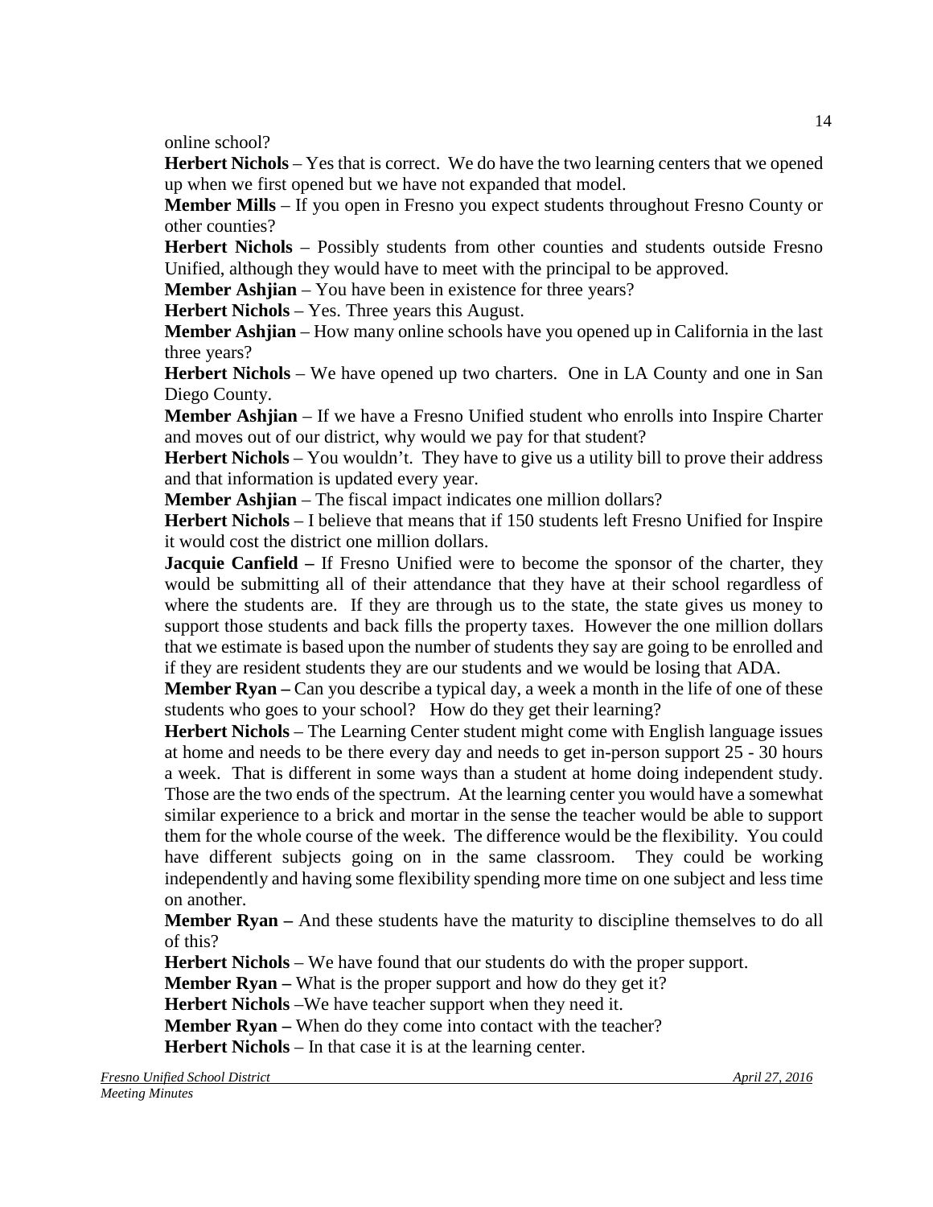online school?

**Herbert Nichols** – Yes that is correct. We do have the two learning centers that we opened up when we first opened but we have not expanded that model.

**Member Mills** – If you open in Fresno you expect students throughout Fresno County or other counties?

**Herbert Nichols** – Possibly students from other counties and students outside Fresno Unified, although they would have to meet with the principal to be approved.

**Member Ashjian** – You have been in existence for three years?

**Herbert Nichols** – Yes. Three years this August.

**Member Ashjian** – How many online schools have you opened up in California in the last three years?

**Herbert Nichols** – We have opened up two charters. One in LA County and one in San Diego County.

**Member Ashjian** – If we have a Fresno Unified student who enrolls into Inspire Charter and moves out of our district, why would we pay for that student?

**Herbert Nichols** – You wouldn't. They have to give us a utility bill to prove their address and that information is updated every year.

**Member Ashjian** – The fiscal impact indicates one million dollars?

**Herbert Nichols** – I believe that means that if 150 students left Fresno Unified for Inspire it would cost the district one million dollars.

**Jacquie Canfield –** If Fresno Unified were to become the sponsor of the charter, they would be submitting all of their attendance that they have at their school regardless of where the students are. If they are through us to the state, the state gives us money to support those students and back fills the property taxes. However the one million dollars that we estimate is based upon the number of students they say are going to be enrolled and if they are resident students they are our students and we would be losing that ADA.

**Member Ryan –** Can you describe a typical day, a week a month in the life of one of these students who goes to your school? How do they get their learning?

**Herbert Nichols** – The Learning Center student might come with English language issues at home and needs to be there every day and needs to get in-person support 25 - 30 hours a week. That is different in some ways than a student at home doing independent study. Those are the two ends of the spectrum. At the learning center you would have a somewhat similar experience to a brick and mortar in the sense the teacher would be able to support them for the whole course of the week. The difference would be the flexibility. You could have different subjects going on in the same classroom. They could be working independently and having some flexibility spending more time on one subject and less time on another.

**Member Ryan –** And these students have the maturity to discipline themselves to do all of this?

**Herbert Nichols** – We have found that our students do with the proper support.

**Member Ryan –** What is the proper support and how do they get it?

**Herbert Nichols** –We have teacher support when they need it.

**Member Ryan –** When do they come into contact with the teacher?

**Herbert Nichols** – In that case it is at the learning center.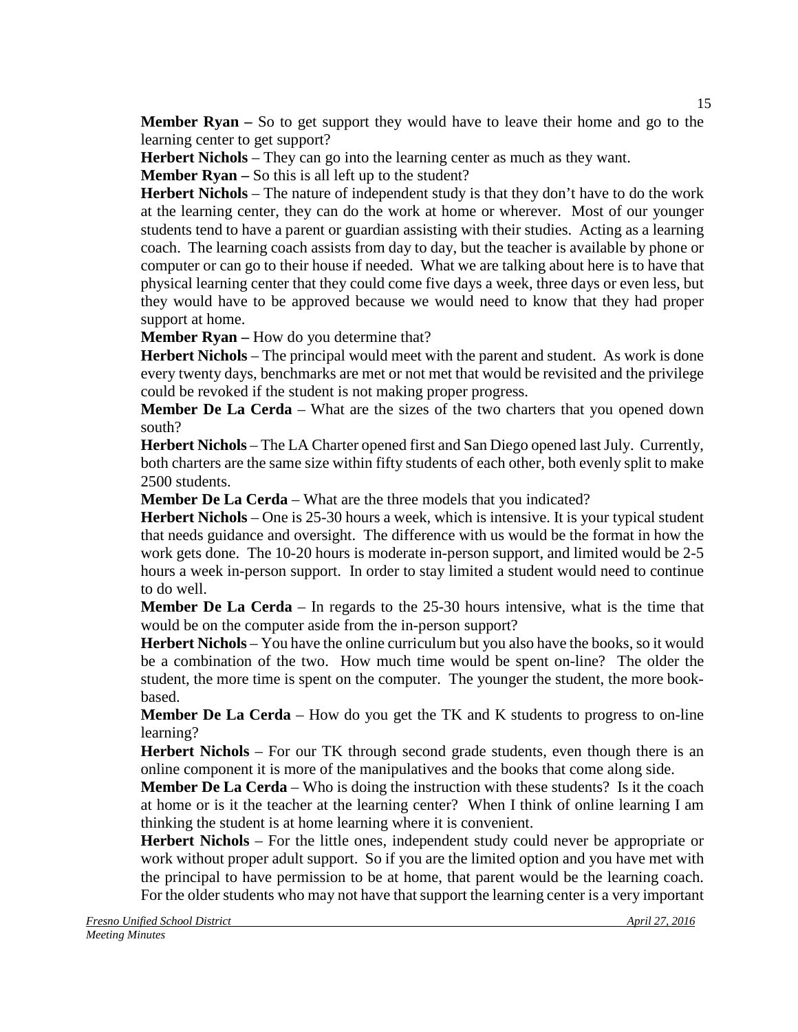**Member Ryan –** So to get support they would have to leave their home and go to the learning center to get support?

**Herbert Nichols** – They can go into the learning center as much as they want.

**Member Ryan –** So this is all left up to the student?

**Herbert Nichols** – The nature of independent study is that they don't have to do the work at the learning center, they can do the work at home or wherever. Most of our younger students tend to have a parent or guardian assisting with their studies. Acting as a learning coach. The learning coach assists from day to day, but the teacher is available by phone or computer or can go to their house if needed. What we are talking about here is to have that physical learning center that they could come five days a week, three days or even less, but they would have to be approved because we would need to know that they had proper support at home.

**Member Ryan –** How do you determine that?

**Herbert Nichols** – The principal would meet with the parent and student. As work is done every twenty days, benchmarks are met or not met that would be revisited and the privilege could be revoked if the student is not making proper progress.

**Member De La Cerda** – What are the sizes of the two charters that you opened down south?

**Herbert Nichols** – The LA Charter opened first and San Diego opened last July. Currently, both charters are the same size within fifty students of each other, both evenly split to make 2500 students.

**Member De La Cerda** – What are the three models that you indicated?

**Herbert Nichols** – One is 25-30 hours a week, which is intensive. It is your typical student that needs guidance and oversight. The difference with us would be the format in how the work gets done. The 10-20 hours is moderate in-person support, and limited would be 2-5 hours a week in-person support. In order to stay limited a student would need to continue to do well.

**Member De La Cerda** – In regards to the 25-30 hours intensive, what is the time that would be on the computer aside from the in-person support?

**Herbert Nichols** – You have the online curriculum but you also have the books, so it would be a combination of the two. How much time would be spent on-line? The older the student, the more time is spent on the computer. The younger the student, the more book-based.

**Member De La Cerda** – How do you get the TK and K students to progress to on-line learning?

**Herbert Nichols** – For our TK through second grade students, even though there is an online component it is more of the manipulatives and the books that come along side.

**Member De La Cerda** – Who is doing the instruction with these students? Is it the coach at home or is it the teacher at the learning center? When I think of online learning I am thinking the student is at home learning where it is convenient.

**Herbert Nichols** – For the little ones, independent study could never be appropriate or work without proper adult support. So if you are the limited option and you have met with the principal to have permission to be at home, that parent would be the learning coach. For the older students who may not have that support the learning center is a very important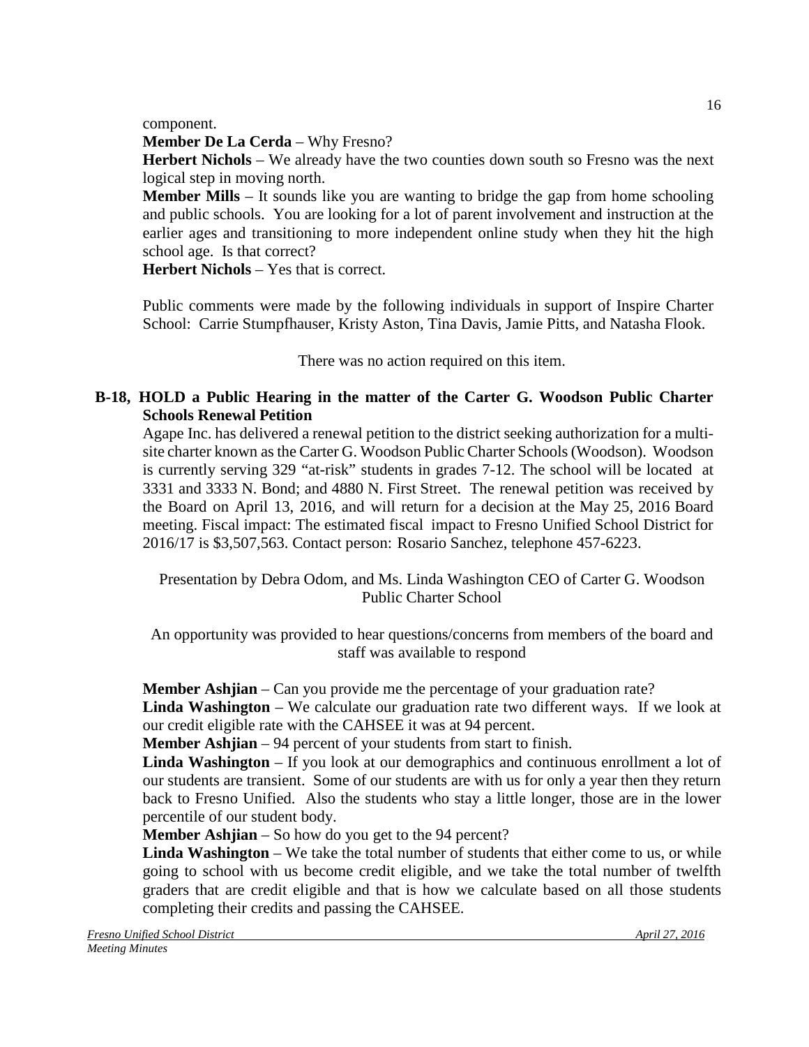component.

**Member De La Cerda** – Why Fresno?

**Herbert Nichols** – We already have the two counties down south so Fresno was the next logical step in moving north.

**Member Mills** – It sounds like you are wanting to bridge the gap from home schooling and public schools. You are looking for a lot of parent involvement and instruction at the earlier ages and transitioning to more independent online study when they hit the high school age. Is that correct?

**Herbert Nichols** – Yes that is correct.

Public comments were made by the following individuals in support of Inspire Charter School: Carrie Stumpfhauser, Kristy Aston, Tina Davis, Jamie Pitts, and Natasha Flook.

There was no action required on this item.

**B-18, HOLD a Public Hearing in the matter of the Carter G. Woodson Public Charter Schools Renewal Petition**

Agape Inc. has delivered a renewal petition to the district seeking authorization for a multi-site charter known as the Carter G. Woodson Public Charter Schools (Woodson). Woodson is currently serving 329 "at-risk" students in grades 7-12. The school will be located at 3331 and 3333 N. Bond; and 4880 N. First Street. The renewal petition was received by the Board on April 13, 2016, and will return for a decision at the May 25, 2016 Board meeting. Fiscal impact: The estimated fiscal impact to Fresno Unified School District for 2016/17 is $3,507,563. Contact person: Rosario Sanchez, telephone 457-6223.

Presentation by Debra Odom, and Ms. Linda Washington CEO of Carter G. Woodson Public Charter School

An opportunity was provided to hear questions/concerns from members of the board and staff was available to respond

**Member Ashjian** – Can you provide me the percentage of your graduation rate?

**Linda Washington** – We calculate our graduation rate two different ways. If we look at our credit eligible rate with the CAHSEE it was at 94 percent.

**Member Ashjian** – 94 percent of your students from start to finish.

**Linda Washington** – If you look at our demographics and continuous enrollment a lot of our students are transient. Some of our students are with us for only a year then they return back to Fresno Unified. Also the students who stay a little longer, those are in the lower percentile of our student body.

**Member Ashjian** – So how do you get to the 94 percent?

**Linda Washington** – We take the total number of students that either come to us, or while going to school with us become credit eligible, and we take the total number of twelfth graders that are credit eligible and that is how we calculate based on all those students completing their credits and passing the CAHSEE.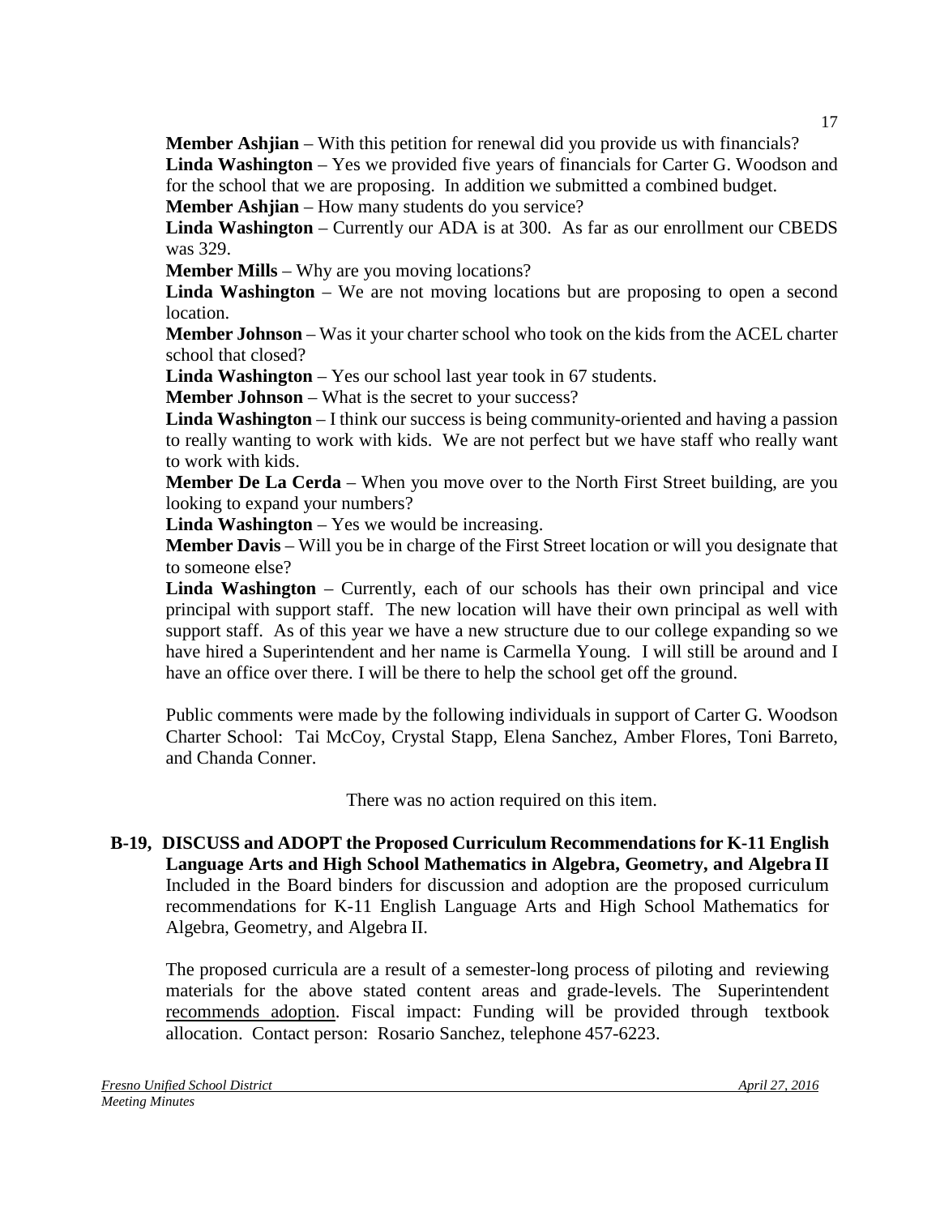**Member Ashjian** – With this petition for renewal did you provide us with financials?
**Linda Washington** – Yes we provided five years of financials for Carter G. Woodson and for the school that we are proposing. In addition we submitted a combined budget.
**Member Ashjian** – How many students do you service?
**Linda Washington** – Currently our ADA is at 300. As far as our enrollment our CBEDS was 329.
**Member Mills** – Why are you moving locations?
**Linda Washington** – We are not moving locations but are proposing to open a second location.
**Member Johnson** – Was it your charter school who took on the kids from the ACEL charter school that closed?
**Linda Washington** – Yes our school last year took in 67 students.
**Member Johnson** – What is the secret to your success?
**Linda Washington** – I think our success is being community-oriented and having a passion to really wanting to work with kids. We are not perfect but we have staff who really want to work with kids.
**Member De La Cerda** – When you move over to the North First Street building, are you looking to expand your numbers?
**Linda Washington** – Yes we would be increasing.
**Member Davis** – Will you be in charge of the First Street location or will you designate that to someone else?
**Linda Washington** – Currently, each of our schools has their own principal and vice principal with support staff. The new location will have their own principal as well with support staff. As of this year we have a new structure due to our college expanding so we have hired a Superintendent and her name is Carmella Young. I will still be around and I have an office over there. I will be there to help the school get off the ground.

Public comments were made by the following individuals in support of Carter G. Woodson Charter School: Tai McCoy, Crystal Stapp, Elena Sanchez, Amber Flores, Toni Barreto, and Chanda Conner.

There was no action required on this item.

**B-19, DISCUSS and ADOPT the Proposed Curriculum Recommendations for K-11 English Language Arts and High School Mathematics in Algebra, Geometry, and Algebra II**
Included in the Board binders for discussion and adoption are the proposed curriculum recommendations for K-11 English Language Arts and High School Mathematics for Algebra, Geometry, and Algebra II.

The proposed curricula are a result of a semester-long process of piloting and reviewing materials for the above stated content areas and grade-levels. The Superintendent recommends adoption. Fiscal impact: Funding will be provided through textbook allocation. Contact person: Rosario Sanchez, telephone 457-6223.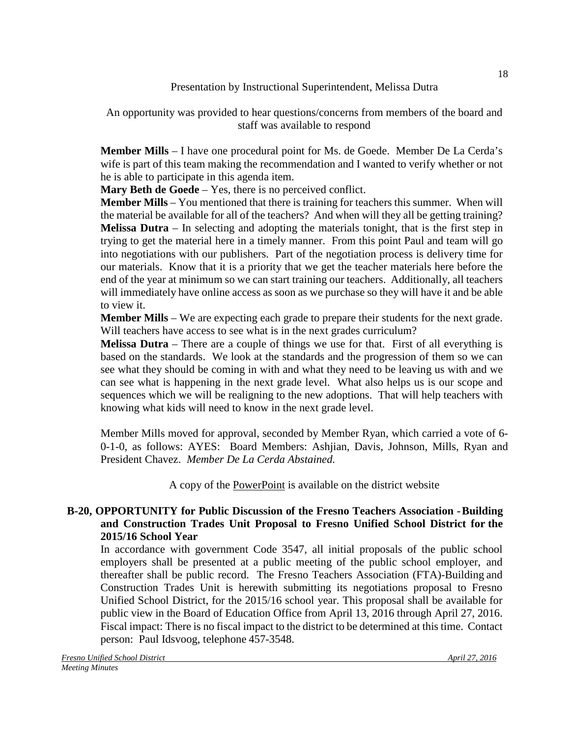Presentation by Instructional Superintendent, Melissa Dutra

An opportunity was provided to hear questions/concerns from members of the board and staff was available to respond

**Member Mills** – I have one procedural point for Ms. de Goede. Member De La Cerda's wife is part of this team making the recommendation and I wanted to verify whether or not he is able to participate in this agenda item.

**Mary Beth de Goede** – Yes, there is no perceived conflict.

**Member Mills** – You mentioned that there is training for teachers this summer. When will the material be available for all of the teachers? And when will they all be getting training?

**Melissa Dutra** – In selecting and adopting the materials tonight, that is the first step in trying to get the material here in a timely manner. From this point Paul and team will go into negotiations with our publishers. Part of the negotiation process is delivery time for our materials. Know that it is a priority that we get the teacher materials here before the end of the year at minimum so we can start training our teachers. Additionally, all teachers will immediately have online access as soon as we purchase so they will have it and be able to view it.

**Member Mills** – We are expecting each grade to prepare their students for the next grade. Will teachers have access to see what is in the next grades curriculum?

**Melissa Dutra** – There are a couple of things we use for that. First of all everything is based on the standards. We look at the standards and the progression of them so we can see what they should be coming in with and what they need to be leaving us with and we can see what is happening in the next grade level. What also helps us is our scope and sequences which we will be realigning to the new adoptions. That will help teachers with knowing what kids will need to know in the next grade level.

Member Mills moved for approval, seconded by Member Ryan, which carried a vote of 6-0-1-0, as follows: AYES: Board Members: Ashjian, Davis, Johnson, Mills, Ryan and President Chavez. *Member De La Cerda Abstained.*

A copy of the PowerPoint is available on the district website

**B-20, OPPORTUNITY for Public Discussion of the Fresno Teachers Association - Building and Construction Trades Unit Proposal to Fresno Unified School District for the 2015/16 School Year**

In accordance with government Code 3547, all initial proposals of the public school employers shall be presented at a public meeting of the public school employer, and thereafter shall be public record. The Fresno Teachers Association (FTA)-Building and Construction Trades Unit is herewith submitting its negotiations proposal to Fresno Unified School District, for the 2015/16 school year. This proposal shall be available for public view in the Board of Education Office from April 13, 2016 through April 27, 2016. Fiscal impact: There is no fiscal impact to the district to be determined at this time. Contact person: Paul Idsvoog, telephone 457-3548.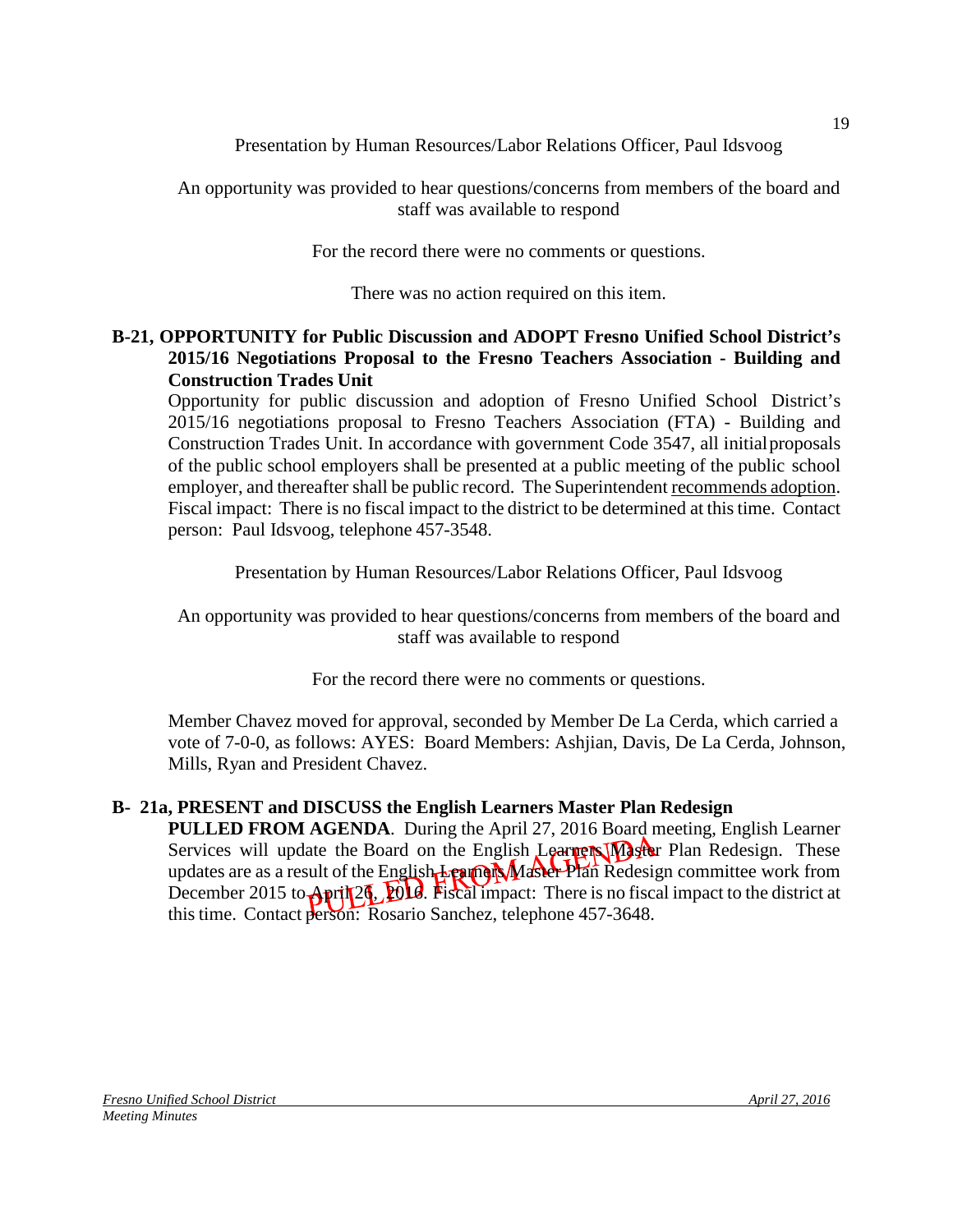Presentation by Human Resources/Labor Relations Officer, Paul Idsvoog

An opportunity was provided to hear questions/concerns from members of the board and staff was available to respond

For the record there were no comments or questions.

There was no action required on this item.

**B-21, OPPORTUNITY for Public Discussion and ADOPT Fresno Unified School District's 2015/16 Negotiations Proposal to the Fresno Teachers Association - Building and Construction Trades Unit**

Opportunity for public discussion and adoption of Fresno Unified School District's 2015/16 negotiations proposal to Fresno Teachers Association (FTA) - Building and Construction Trades Unit. In accordance with government Code 3547, all initial proposals of the public school employers shall be presented at a public meeting of the public school employer, and thereafter shall be public record. The Superintendent recommends adoption. Fiscal impact: There is no fiscal impact to the district to be determined at this time. Contact person: Paul Idsvoog, telephone 457-3548.

Presentation by Human Resources/Labor Relations Officer, Paul Idsvoog

An opportunity was provided to hear questions/concerns from members of the board and staff was available to respond

For the record there were no comments or questions.

Member Chavez moved for approval, seconded by Member De La Cerda, which carried a vote of 7-0-0, as follows: AYES: Board Members: Ashjian, Davis, De La Cerda, Johnson, Mills, Ryan and President Chavez.

**B- 21a, PRESENT and DISCUSS the English Learners Master Plan Redesign**

**PULLED FROM AGENDA**. During the April 27, 2016 Board meeting, English Learner Services will update the Board on the English Learners Master Plan Redesign. These updates are as a result of the English Learners Master Plan Redesign committee work from December 2015 to April 26, 2016. Fiscal impact: There is no fiscal impact to the district at this time. Contact person: Rosario Sanchez, telephone 457-3648.

PULLED FROM AGENDA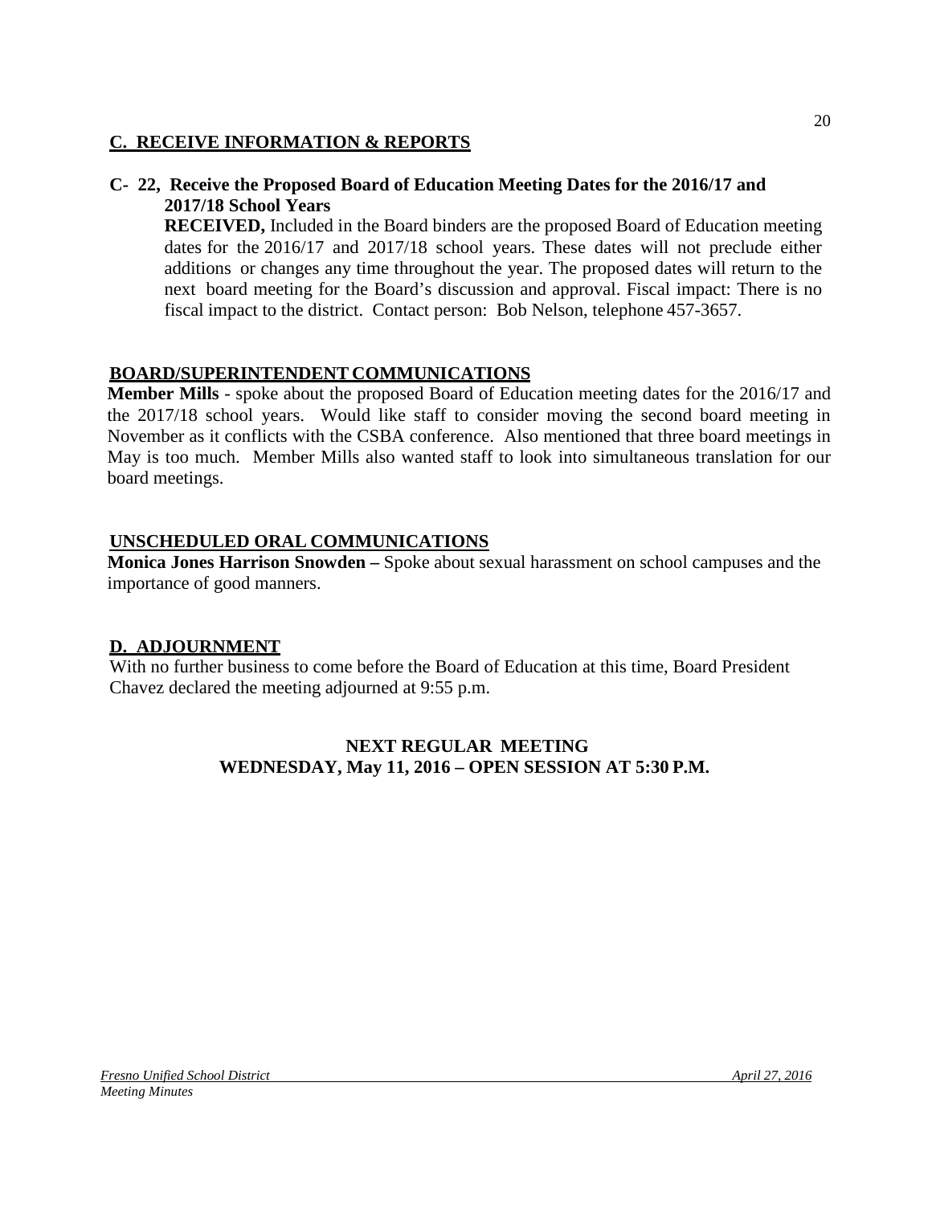## C. RECEIVE INFORMATION & REPORTS

**C- 22, Receive the Proposed Board of Education Meeting Dates for the 2016/17 and 2017/18 School Years**

**RECEIVED,** Included in the Board binders are the proposed Board of Education meeting dates for the 2016/17 and 2017/18 school years. These dates will not preclude either additions or changes any time throughout the year. The proposed dates will return to the next board meeting for the Board's discussion and approval. Fiscal impact: There is no fiscal impact to the district. Contact person: Bob Nelson, telephone 457-3657.

## BOARD/SUPERINTENDENT COMMUNICATIONS

**Member Mills** - spoke about the proposed Board of Education meeting dates for the 2016/17 and the 2017/18 school years. Would like staff to consider moving the second board meeting in November as it conflicts with the CSBA conference. Also mentioned that three board meetings in May is too much. Member Mills also wanted staff to look into simultaneous translation for our board meetings.

## UNSCHEDULED ORAL COMMUNICATIONS

**Monica Jones Harrison Snowden –** Spoke about sexual harassment on school campuses and the importance of good manners.

## D. ADJOURNMENT

With no further business to come before the Board of Education at this time, Board President Chavez declared the meeting adjourned at 9:55 p.m.

**NEXT REGULAR MEETING**
**WEDNESDAY, May 11, 2016 – OPEN SESSION AT 5:30 P.M.**